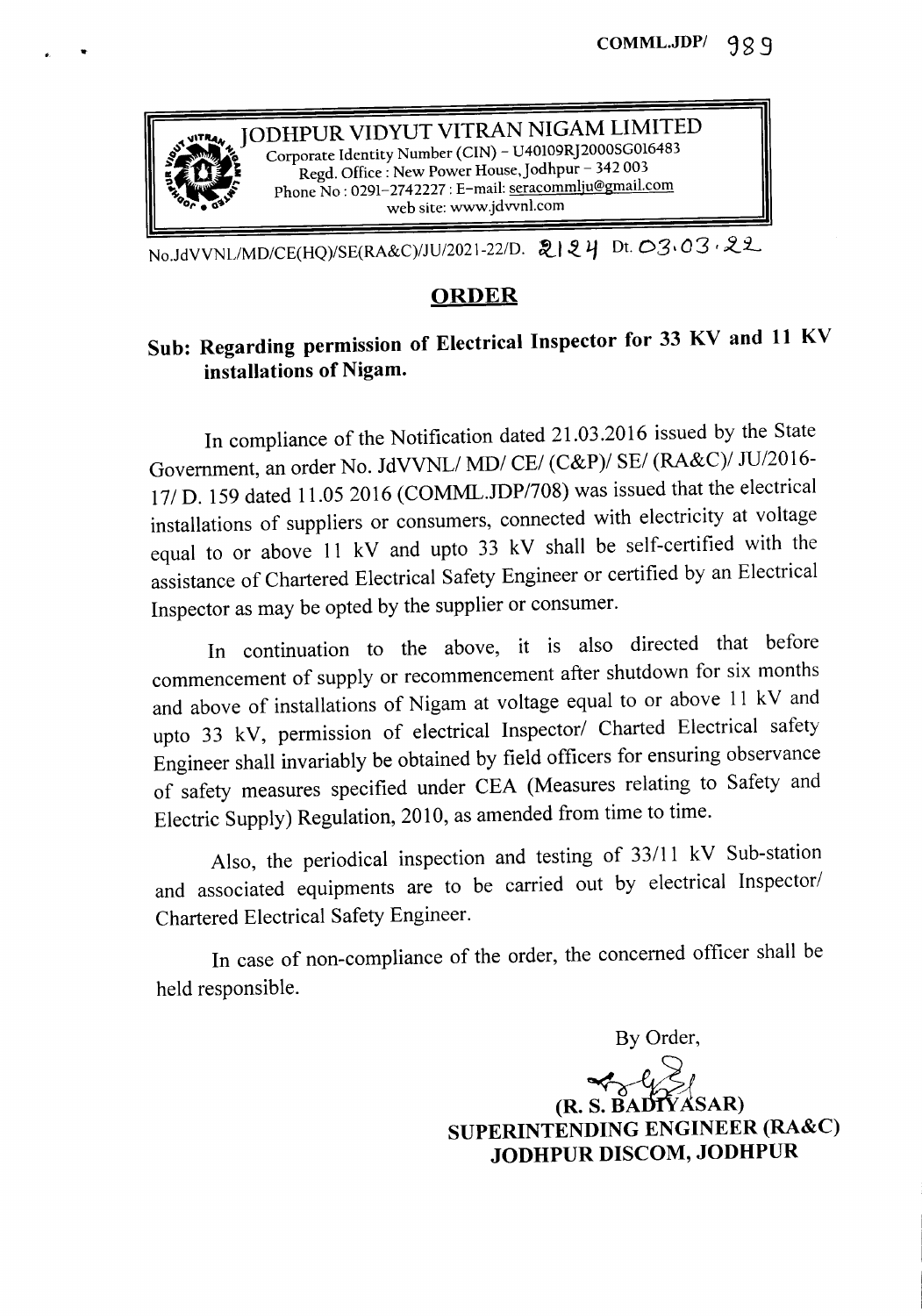COMML.JDP/ 989

**JODHPUR VIDYUT VITRAN NIGAM LIMITED**
Corporate Identity Number (CIN) – U40109RJ2000SGC016483
Regd. Office : New Power House, Jodhpur – 342 003
Phone No : 0291-2742227 : E-mail: seracommlju@gmail.com
web site: www.jdvvnl.com

No.JdVVNL/MD/CE(HQ)/SE(RA&C)/JU/2021-22/D. 2124 Dt. 03.03.22

## ORDER

### Sub: Regarding permission of Electrical Inspector for 33 KV and 11 KV installations of Nigam.

In compliance of the Notification dated 21.03.2016 issued by the State Government, an order No. JdVVNL/ MD/ CE/ (C&P)/ SE/ (RA&C)/ JU/2016-17/ D. 159 dated 11.05 2016 (COMML.JDP/708) was issued that the electrical installations of suppliers or consumers, connected with electricity at voltage equal to or above 11 kV and upto 33 kV shall be self-certified with the assistance of Chartered Electrical Safety Engineer or certified by an Electrical Inspector as may be opted by the supplier or consumer.

In continuation to the above, it is also directed that before commencement of supply or recommencement after shutdown for six months and above of installations of Nigam at voltage equal to or above 11 kV and upto 33 kV, permission of electrical Inspector/ Charted Electrical safety Engineer shall invariably be obtained by field officers for ensuring observance of safety measures specified under CEA (Measures relating to Safety and Electric Supply) Regulation, 2010, as amended from time to time.

Also, the periodical inspection and testing of 33/11 kV Sub-station and associated equipments are to be carried out by electrical Inspector/ Chartered Electrical Safety Engineer.

In case of non-compliance of the order, the concerned officer shall be held responsible.

By Order,

**(R. S. BADIYASAR)**
**SUPERINTENDING ENGINEER (RA&C)**
**JODHPUR DISCOM, JODHPUR**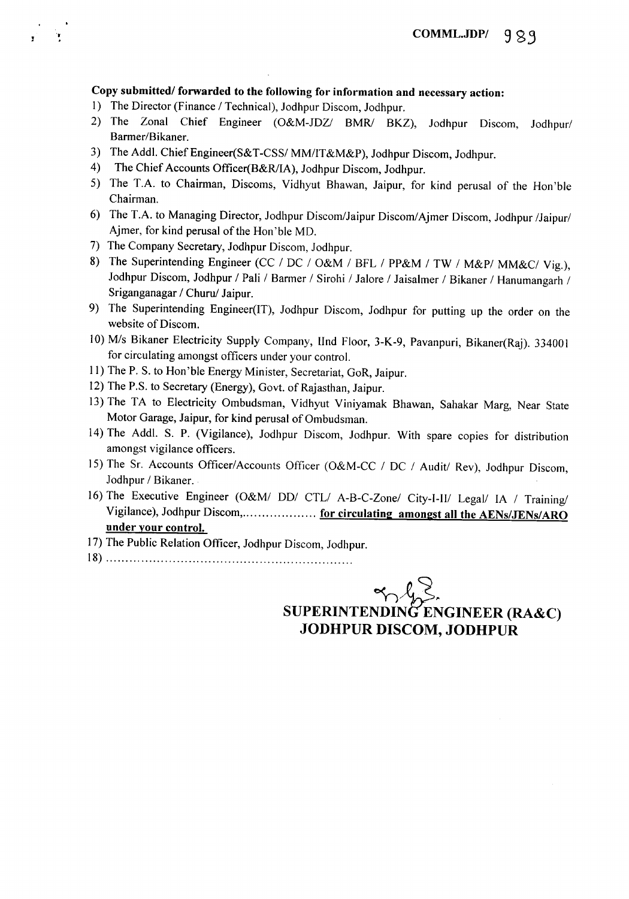COMML.JDP/ 989

**Copy submitted/ forwarded to the following for information and necessary action:**

1) The Director (Finance / Technical), Jodhpur Discom, Jodhpur.
2) The Zonal Chief Engineer (O&M-JDZ/ BMR/ BKZ), Jodhpur Discom, Jodhpur/ Barmer/Bikaner.
3) The Addl. Chief Engineer(S&T-CSS/ MM/IT&M&P), Jodhpur Discom, Jodhpur.
4) The Chief Accounts Officer(B&R/IA), Jodhpur Discom, Jodhpur.
5) The T.A. to Chairman, Discoms, Vidhyut Bhawan, Jaipur, for kind perusal of the Hon'ble Chairman.
6) The T.A. to Managing Director, Jodhpur Discom/Jaipur Discom/Ajmer Discom, Jodhpur /Jaipur/ Ajmer, for kind perusal of the Hon'ble MD.
7) The Company Secretary, Jodhpur Discom, Jodhpur.
8) The Superintending Engineer (CC / DC / O&M / BFL / PP&M / TW / M&P/ MM&C/ Vig.), Jodhpur Discom, Jodhpur / Pali / Barmer / Sirohi / Jalore / Jaisalmer / Bikaner / Hanumangarh / Sriganganagar / Churu/ Jaipur.
9) The Superintending Engineer(IT), Jodhpur Discom, Jodhpur for putting up the order on the website of Discom.
10) M/s Bikaner Electricity Supply Company, IInd Floor, 3-K-9, Pavanpuri, Bikaner(Raj). 334001 for circulating amongst officers under your control.
11) The P. S. to Hon'ble Energy Minister, Secretariat, GoR, Jaipur.
12) The P.S. to Secretary (Energy), Govt. of Rajasthan, Jaipur.
13) The TA to Electricity Ombudsman, Vidhyut Viniyamak Bhawan, Sahakar Marg, Near State Motor Garage, Jaipur, for kind perusal of Ombudsman.
14) The Addl. S. P. (Vigilance), Jodhpur Discom, Jodhpur. With spare copies for distribution amongst vigilance officers.
15) The Sr. Accounts Officer/Accounts Officer (O&M-CC / DC / Audit/ Rev), Jodhpur Discom, Jodhpur / Bikaner.
16) The Executive Engineer (O&M/ DD/ CTL/ A-B-C-Zone/ City-I-II/ Legal/ IA / Training/ Vigilance), Jodhpur Discom,.................. **<u>for circulating amongst all the AENs/JENs/ARO under your control.</u>**
17) The Public Relation Officer, Jodhpur Discom, Jodhpur.
18) ..............................................................

**SUPERINTENDING ENGINEER (RA&C)**
**JODHPUR DISCOM, JODHPUR**